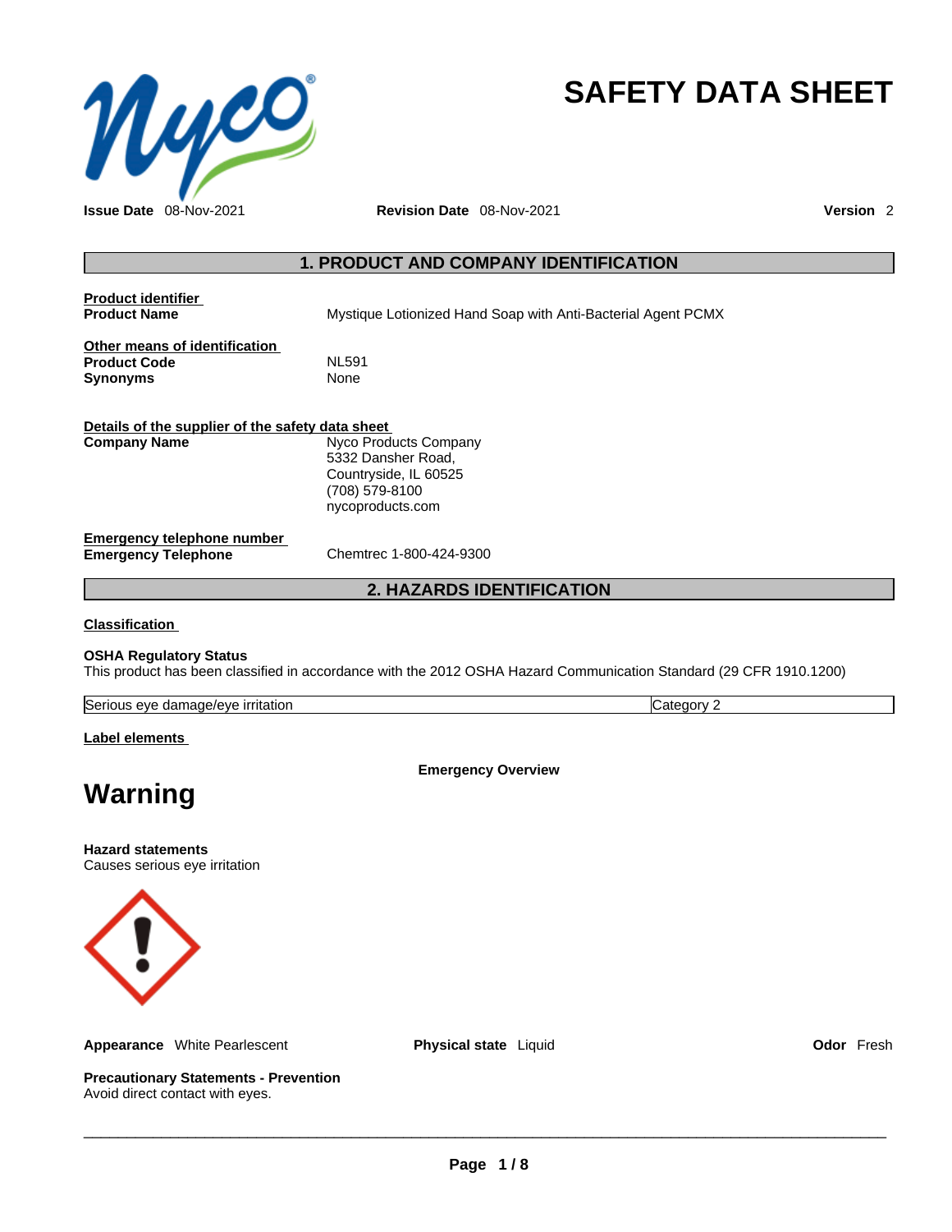# SAFETY DATA SHEET

**Issue Date** 08-Nov-2021 **Revision Date** 08-Nov-2021 **Version** 2

## 1. PRODUCT AND COMPANY IDENTIFICATION

**Product identifier**

**Product Name** Mystique Lotionized Hand Soap with Anti-Bacterial Agent PCMX

**Other means of identification**

**Product Code** NL591

**Synonyms** None

**Details of the supplier of the safety data sheet**

**Company Name**
Nyco Products Company
5332 Dansher Road,
Countryside, IL 60525
(708) 579-8100
nycoproducts.com

**Emergency telephone number**

**Emergency Telephone** Chemtrec 1-800-424-9300

## 2. HAZARDS IDENTIFICATION

**Classification**

**OSHA Regulatory Status**
This product has been classified in accordance with the 2012 OSHA Hazard Communication Standard (29 CFR 1910.1200)

| Serious eye damage/eye irritation | Category 2 |
|---|---|

**Label elements**

**Emergency Overview**

# Warning

**Hazard statements**
Causes serious eye irritation

**Appearance** White Pearlescent **Physical state** Liquid **Odor** Fresh

**Precautionary Statements - Prevention**
Avoid direct contact with eyes.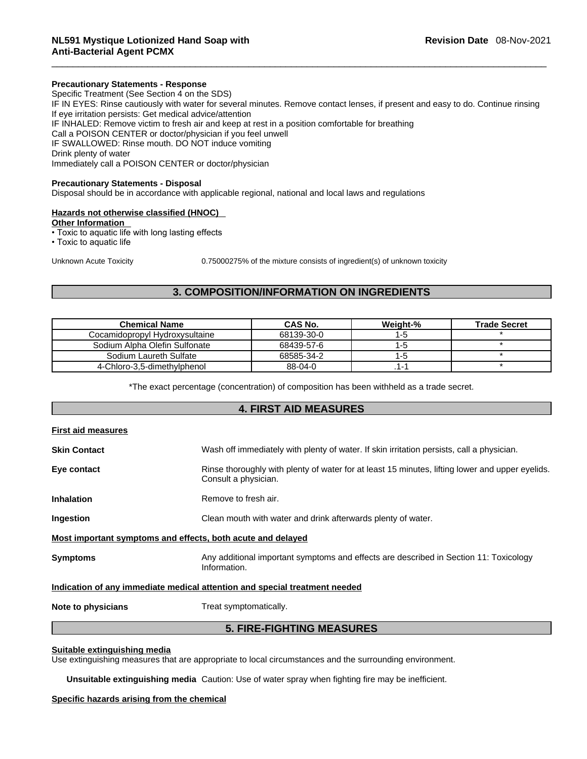**Precautionary Statements - Response**

Specific Treatment (See Section 4 on the SDS)
IF IN EYES: Rinse cautiously with water for several minutes. Remove contact lenses, if present and easy to do. Continue rinsing
If eye irritation persists: Get medical advice/attention
IF INHALED: Remove victim to fresh air and keep at rest in a position comfortable for breathing
Call a POISON CENTER or doctor/physician if you feel unwell
IF SWALLOWED: Rinse mouth. DO NOT induce vomiting
Drink plenty of water
Immediately call a POISON CENTER or doctor/physician

**Precautionary Statements - Disposal**

Disposal should be in accordance with applicable regional, national and local laws and regulations

**Hazards not otherwise classified (HNOC)**

**Other Information**

- Toxic to aquatic life with long lasting effects
- Toxic to aquatic life

Unknown Acute Toxicity 0.75000275% of the mixture consists of ingredient(s) of unknown toxicity

## 3. COMPOSITION/INFORMATION ON INGREDIENTS

| Chemical Name | CAS No. | Weight-% | Trade Secret |
|---|---|---|---|
| Cocamidopropyl Hydroxysultaine | 68139-30-0 | 1-5 | * |
| Sodium Alpha Olefin Sulfonate | 68439-57-6 | 1-5 | * |
| Sodium Laureth Sulfate | 68585-34-2 | 1-5 | * |
| 4-Chloro-3,5-dimethylphenol | 88-04-0 | .1-1 | * |

*The exact percentage (concentration) of composition has been withheld as a trade secret.

## 4. FIRST AID MEASURES

**First aid measures**

**Skin Contact** Wash off immediately with plenty of water. If skin irritation persists, call a physician.

**Eye contact** Rinse thoroughly with plenty of water for at least 15 minutes, lifting lower and upper eyelids. Consult a physician.

**Inhalation** Remove to fresh air.

**Ingestion** Clean mouth with water and drink afterwards plenty of water.

**Most important symptoms and effects, both acute and delayed**

**Symptoms** Any additional important symptoms and effects are described in Section 11: Toxicology Information.

**Indication of any immediate medical attention and special treatment needed**

**Note to physicians** Treat symptomatically.

## 5. FIRE-FIGHTING MEASURES

**Suitable extinguishing media**

Use extinguishing measures that are appropriate to local circumstances and the surrounding environment.

**Unsuitable extinguishing media** Caution: Use of water spray when fighting fire may be inefficient.

**Specific hazards arising from the chemical**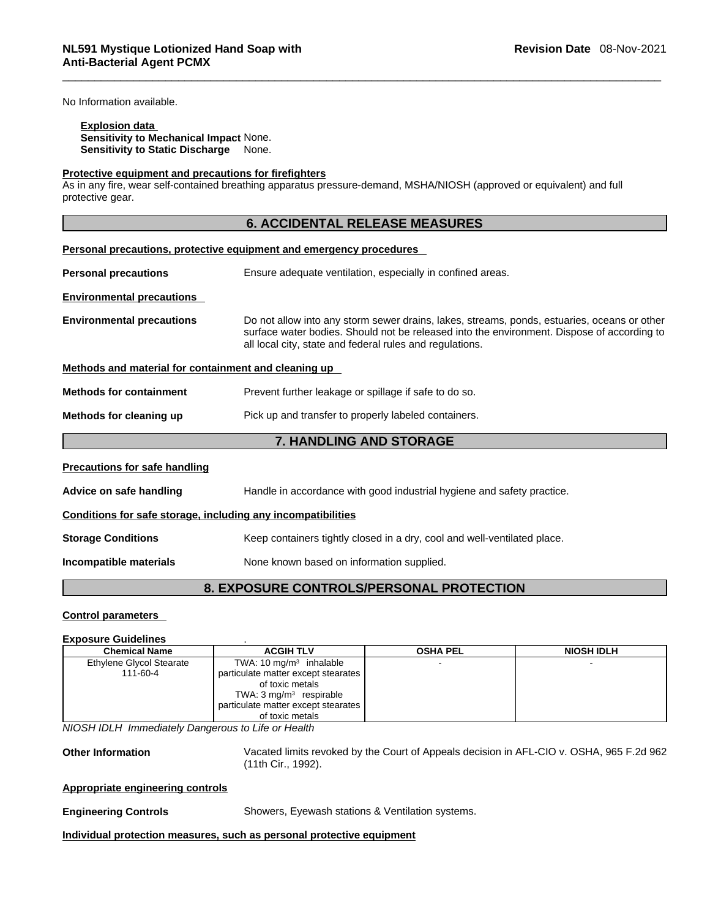No Information available.

**Explosion data**
**Sensitivity to Mechanical Impact** None.
**Sensitivity to Static Discharge** None.

**Protective equipment and precautions for firefighters**
As in any fire, wear self-contained breathing apparatus pressure-demand, MSHA/NIOSH (approved or equivalent) and full protective gear.

## 6. ACCIDENTAL RELEASE MEASURES

**Personal precautions, protective equipment and emergency procedures**

**Personal precautions** Ensure adequate ventilation, especially in confined areas.

**Environmental precautions**

**Environmental precautions** Do not allow into any storm sewer drains, lakes, streams, ponds, estuaries, oceans or other surface water bodies. Should not be released into the environment. Dispose of according to all local city, state and federal rules and regulations.

**Methods and material for containment and cleaning up**

**Methods for containment** Prevent further leakage or spillage if safe to do so.

**Methods for cleaning up** Pick up and transfer to properly labeled containers.

## 7. HANDLING AND STORAGE

**Precautions for safe handling**

**Advice on safe handling** Handle in accordance with good industrial hygiene and safety practice.

**Conditions for safe storage, including any incompatibilities**

**Storage Conditions** Keep containers tightly closed in a dry, cool and well-ventilated place.

**Incompatible materials** None known based on information supplied.

## 8. EXPOSURE CONTROLS/PERSONAL PROTECTION

**Control parameters**

**Exposure Guidelines** .

| Chemical Name | ACGIH TLV | OSHA PEL | NIOSH IDLH |
|---|---|---|---|
| Ethylene Glycol Stearate 111-60-4 | TWA: 10 mg/m³ inhalable particulate matter except stearates of toxic metals TWA: 3 mg/m³ respirable particulate matter except stearates of toxic metals | - | - |

*NIOSH IDLH Immediately Dangerous to Life or Health*

**Other Information** Vacated limits revoked by the Court of Appeals decision in AFL-CIO v. OSHA, 965 F.2d 962 (11th Cir., 1992).

**Appropriate engineering controls**

**Engineering Controls** Showers, Eyewash stations & Ventilation systems.

**Individual protection measures, such as personal protective equipment**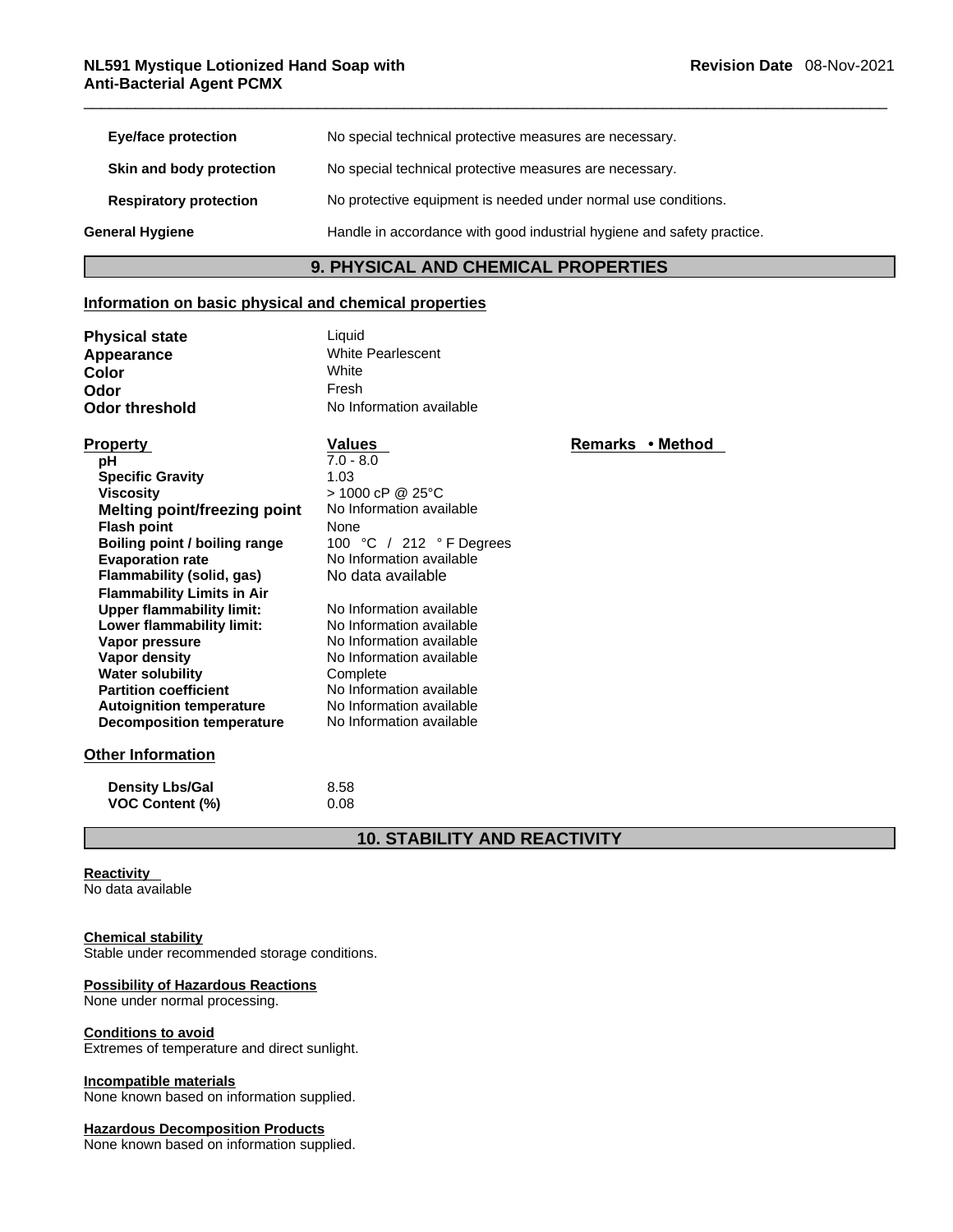| | |
|---|---|
| **Eye/face protection** | No special technical protective measures are necessary. |
| **Skin and body protection** | No special technical protective measures are necessary. |
| **Respiratory protection** | No protective equipment is needed under normal use conditions. |
| **General Hygiene** | Handle in accordance with good industrial hygiene and safety practice. |

## 9. PHYSICAL AND CHEMICAL PROPERTIES

### Information on basic physical and chemical properties

| | |
|---|---|
| **Physical state** | Liquid |
| **Appearance** | White Pearlescent |
| **Color** | White |
| **Odor** | Fresh |
| **Odor threshold** | No Information available |

| Property | Values | Remarks • Method |
|---|---|---|
| **pH** | 7.0 - 8.0 | |
| **Specific Gravity** | 1.03 | |
| **Viscosity** | > 1000 cP @ 25°C | |
| **Melting point/freezing point** | No Information available | |
| **Flash point** | None | |
| **Boiling point / boiling range** | 100 °C / 212 ° F Degrees | |
| **Evaporation rate** | No Information available | |
| **Flammability (solid, gas)** | No data available | |
| **Flammability Limits in Air** | | |
| **Upper flammability limit:** | No Information available | |
| **Lower flammability limit:** | No Information available | |
| **Vapor pressure** | No Information available | |
| **Vapor density** | No Information available | |
| **Water solubility** | Complete | |
| **Partition coefficient** | No Information available | |
| **Autoignition temperature** | No Information available | |
| **Decomposition temperature** | No Information available | |

### Other Information

| | |
|---|---|
| **Density Lbs/Gal** | 8.58 |
| **VOC Content (%)** | 0.08 |

## 10. STABILITY AND REACTIVITY

**Reactivity**
No data available

**Chemical stability**
Stable under recommended storage conditions.

**Possibility of Hazardous Reactions**
None under normal processing.

**Conditions to avoid**
Extremes of temperature and direct sunlight.

**Incompatible materials**
None known based on information supplied.

**Hazardous Decomposition Products**
None known based on information supplied.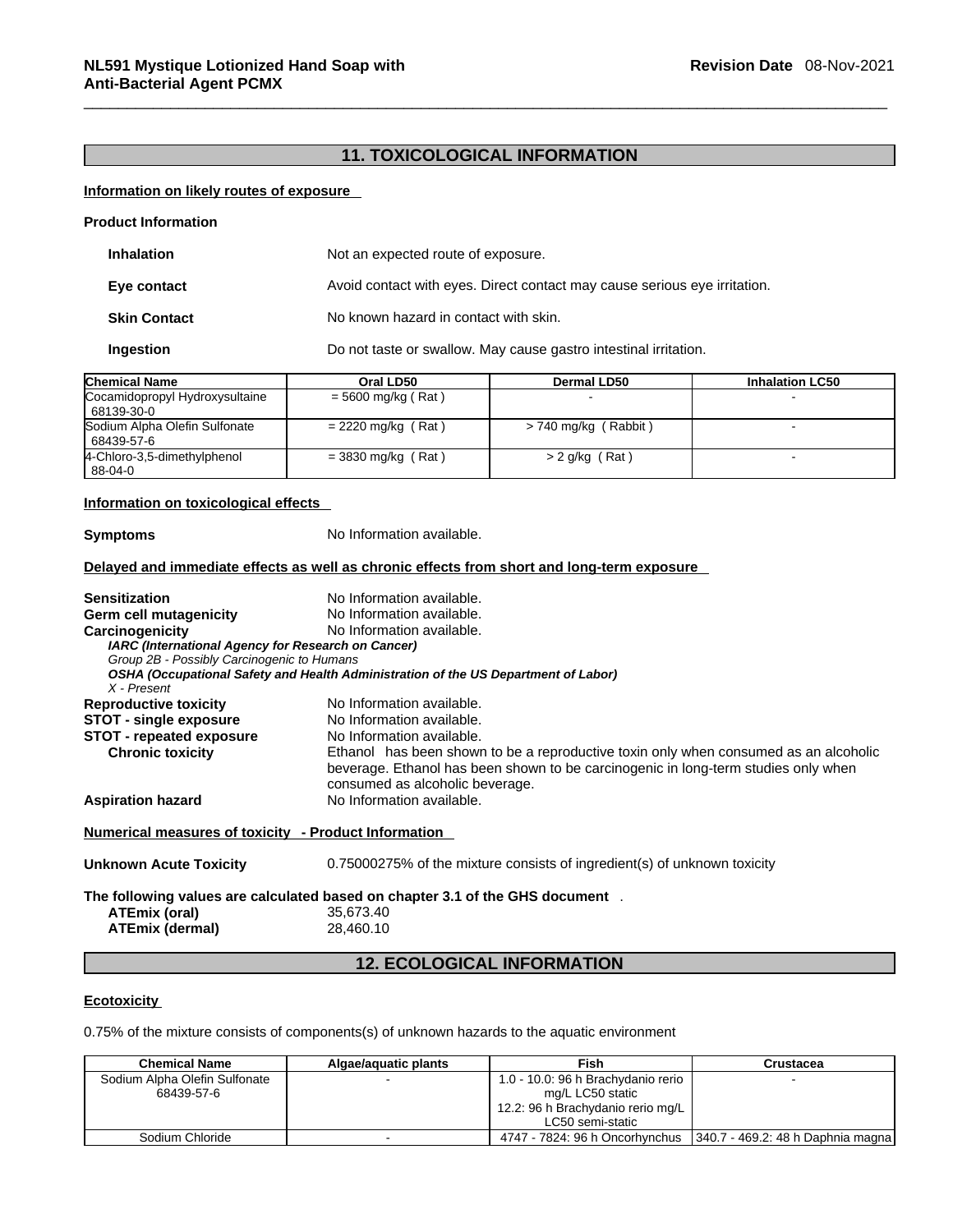## 11. TOXICOLOGICAL INFORMATION

**Information on likely routes of exposure**

**Product Information**

**Inhalation** Not an expected route of exposure.

**Eye contact** Avoid contact with eyes. Direct contact may cause serious eye irritation.

**Skin Contact** No known hazard in contact with skin.

**Ingestion** Do not taste or swallow. May cause gastro intestinal irritation.

| Chemical Name | Oral LD50 | Dermal LD50 | Inhalation LC50 |
|---|---|---|---|
| Cocamidopropyl Hydroxysultaine 68139-30-0 | = 5600 mg/kg ( Rat ) | - | - |
| Sodium Alpha Olefin Sulfonate 68439-57-6 | = 2220 mg/kg ( Rat ) | > 740 mg/kg ( Rabbit ) | - |
| 4-Chloro-3,5-dimethylphenol 88-04-0 | = 3830 mg/kg ( Rat ) | > 2 g/kg ( Rat ) | - |

**Information on toxicological effects**

**Symptoms** No Information available.

**Delayed and immediate effects as well as chronic effects from short and long-term exposure**

**Sensitization** No Information available.
**Germ cell mutagenicity** No Information available.
**Carcinogenicity** No Information available.

***IARC (International Agency for Research on Cancer)***
*Group 2B - Possibly Carcinogenic to Humans*
***OSHA (Occupational Safety and Health Administration of the US Department of Labor)***
*X - Present*

**Reproductive toxicity** No Information available.
**STOT - single exposure** No Information available.
**STOT - repeated exposure** No Information available.
**Chronic toxicity** Ethanol has been shown to be a reproductive toxin only when consumed as an alcoholic beverage. Ethanol has been shown to be carcinogenic in long-term studies only when consumed as alcoholic beverage.
**Aspiration hazard** No Information available.

**Numerical measures of toxicity - Product Information**

**Unknown Acute Toxicity** 0.75000275% of the mixture consists of ingredient(s) of unknown toxicity

**The following values are calculated based on chapter 3.1 of the GHS document** .
**ATEmix (oral)** 35,673.40
**ATEmix (dermal)** 28,460.10

## 12. ECOLOGICAL INFORMATION

**Ecotoxicity**

0.75% of the mixture consists of components(s) of unknown hazards to the aquatic environment

| Chemical Name | Algae/aquatic plants | Fish | Crustacea |
|---|---|---|---|
| Sodium Alpha Olefin Sulfonate 68439-57-6 | - | 1.0 - 10.0: 96 h Brachydanio rerio mg/L LC50 static 12.2: 96 h Brachydanio rerio mg/L LC50 semi-static | - |
| Sodium Chloride | - | 4747 - 7824: 96 h Oncorhynchus | 340.7 - 469.2: 48 h Daphnia magna |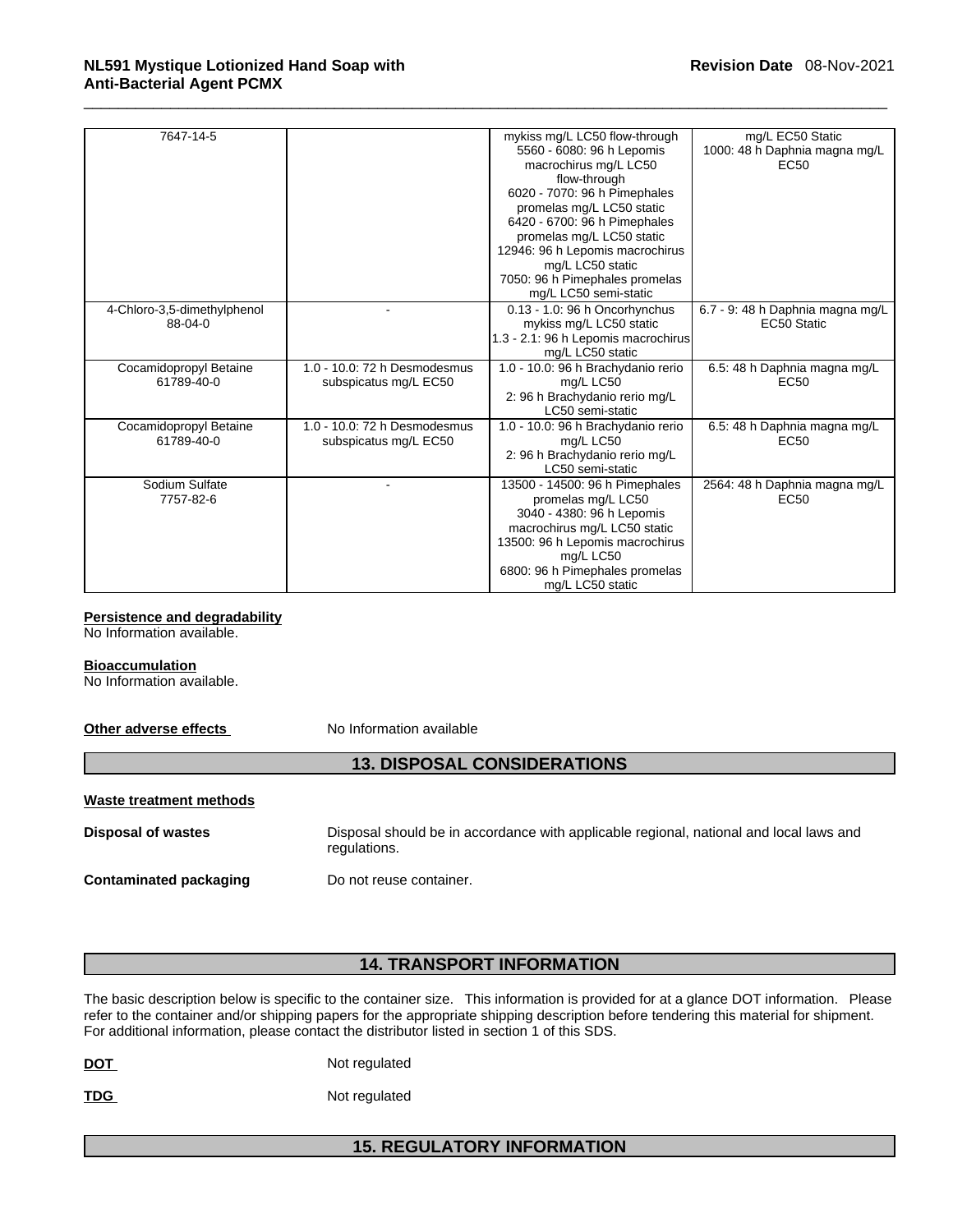| | | | |
|---|---|---|---|
| 7647-14-5 | | mykiss mg/L LC50 flow-through 5560 - 6080: 96 h Lepomis macrochirus mg/L LC50 flow-through 6020 - 7070: 96 h Pimephales promelas mg/L LC50 static 6420 - 6700: 96 h Pimephales promelas mg/L LC50 static 12946: 96 h Lepomis macrochirus mg/L LC50 static 7050: 96 h Pimephales promelas mg/L LC50 semi-static | mg/L EC50 Static 1000: 48 h Daphnia magna mg/L EC50 |
| 4-Chloro-3,5-dimethylphenol 88-04-0 | - | 0.13 - 1.0: 96 h Oncorhynchus mykiss mg/L LC50 static 1.3 - 2.1: 96 h Lepomis macrochirus mg/L LC50 static | 6.7 - 9: 48 h Daphnia magna mg/L EC50 Static |
| Cocamidopropyl Betaine 61789-40-0 | 1.0 - 10.0: 72 h Desmodesmus subspicatus mg/L EC50 | 1.0 - 10.0: 96 h Brachydanio rerio mg/L LC50 2: 96 h Brachydanio rerio mg/L LC50 semi-static | 6.5: 48 h Daphnia magna mg/L EC50 |
| Cocamidopropyl Betaine 61789-40-0 | 1.0 - 10.0: 72 h Desmodesmus subspicatus mg/L EC50 | 1.0 - 10.0: 96 h Brachydanio rerio mg/L LC50 2: 96 h Brachydanio rerio mg/L LC50 semi-static | 6.5: 48 h Daphnia magna mg/L EC50 |
| Sodium Sulfate 7757-82-6 | - | 13500 - 14500: 96 h Pimephales promelas mg/L LC50 3040 - 4380: 96 h Lepomis macrochirus mg/L LC50 static 13500: 96 h Lepomis macrochirus mg/L LC50 6800: 96 h Pimephales promelas mg/L LC50 static | 2564: 48 h Daphnia magna mg/L EC50 |

**Persistence and degradability**

No Information available.

**Bioaccumulation**

No Information available.

**Other adverse effects** No Information available

## 13. DISPOSAL CONSIDERATIONS

**Waste treatment methods**

**Disposal of wastes** Disposal should be in accordance with applicable regional, national and local laws and regulations.

**Contaminated packaging** Do not reuse container.

## 14. TRANSPORT INFORMATION

The basic description below is specific to the container size. This information is provided for at a glance DOT information. Please refer to the container and/or shipping papers for the appropriate shipping description before tendering this material for shipment. For additional information, please contact the distributor listed in section 1 of this SDS.

**DOT** Not regulated

**TDG** Not regulated

## 15. REGULATORY INFORMATION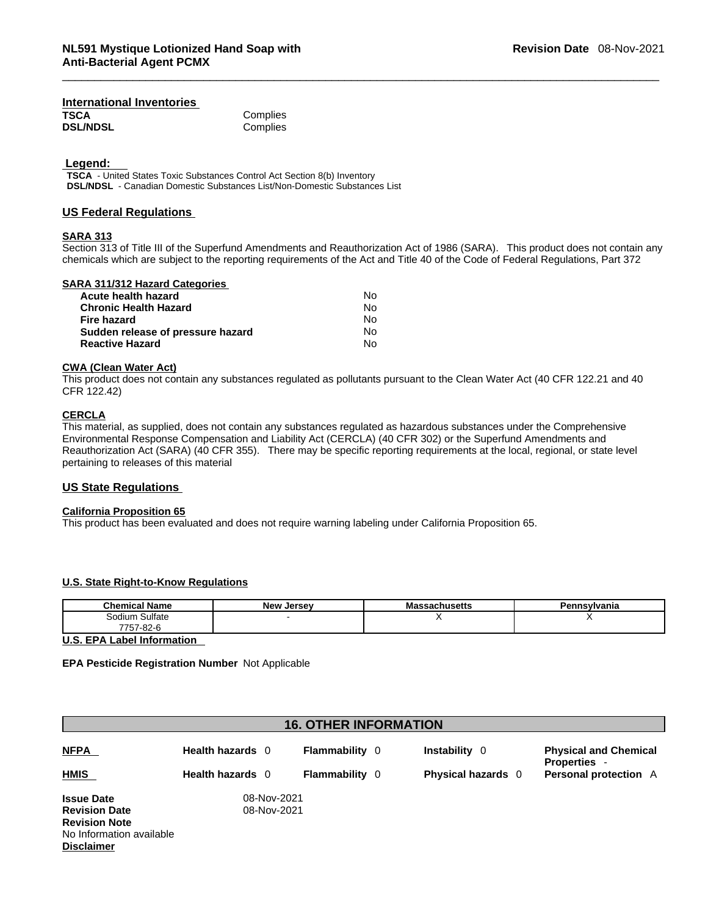### International Inventories

| | |
|---|---|
| **TSCA** | Complies |
| **DSL/NDSL** | Complies |

**Legend:**

**TSCA** - United States Toxic Substances Control Act Section 8(b) Inventory
**DSL/NDSL** - Canadian Domestic Substances List/Non-Domestic Substances List

### US Federal Regulations

**SARA 313**

Section 313 of Title III of the Superfund Amendments and Reauthorization Act of 1986 (SARA). This product does not contain any chemicals which are subject to the reporting requirements of the Act and Title 40 of the Code of Federal Regulations, Part 372

**SARA 311/312 Hazard Categories**

| | |
|---|---|
| **Acute health hazard** | No |
| **Chronic Health Hazard** | No |
| **Fire hazard** | No |
| **Sudden release of pressure hazard** | No |
| **Reactive Hazard** | No |

**CWA (Clean Water Act)**

This product does not contain any substances regulated as pollutants pursuant to the Clean Water Act (40 CFR 122.21 and 40 CFR 122.42)

**CERCLA**

This material, as supplied, does not contain any substances regulated as hazardous substances under the Comprehensive Environmental Response Compensation and Liability Act (CERCLA) (40 CFR 302) or the Superfund Amendments and Reauthorization Act (SARA) (40 CFR 355). There may be specific reporting requirements at the local, regional, or state level pertaining to releases of this material

### US State Regulations

**California Proposition 65**

This product has been evaluated and does not require warning labeling under California Proposition 65.

**U.S. State Right-to-Know Regulations**

| Chemical Name | New Jersey | Massachusetts | Pennsylvania |
|---|---|---|---|
| Sodium Sulfate 7757-82-6 | - | X | X |

**U.S. EPA Label Information**

**EPA Pesticide Registration Number** Not Applicable

## 16. OTHER INFORMATION

| | | | | |
|---|---|---|---|---|
| **NFPA** | **Health hazards** 0 | **Flammability** 0 | **Instability** 0 | **Physical and Chemical Properties** - |
| **HMIS** | **Health hazards** 0 | **Flammability** 0 | **Physical hazards** 0 | **Personal protection** A |

| | |
|---|---|
| **Issue Date** | 08-Nov-2021 |
| **Revision Date** | 08-Nov-2021 |

**Revision Note**
No Information available

**Disclaimer**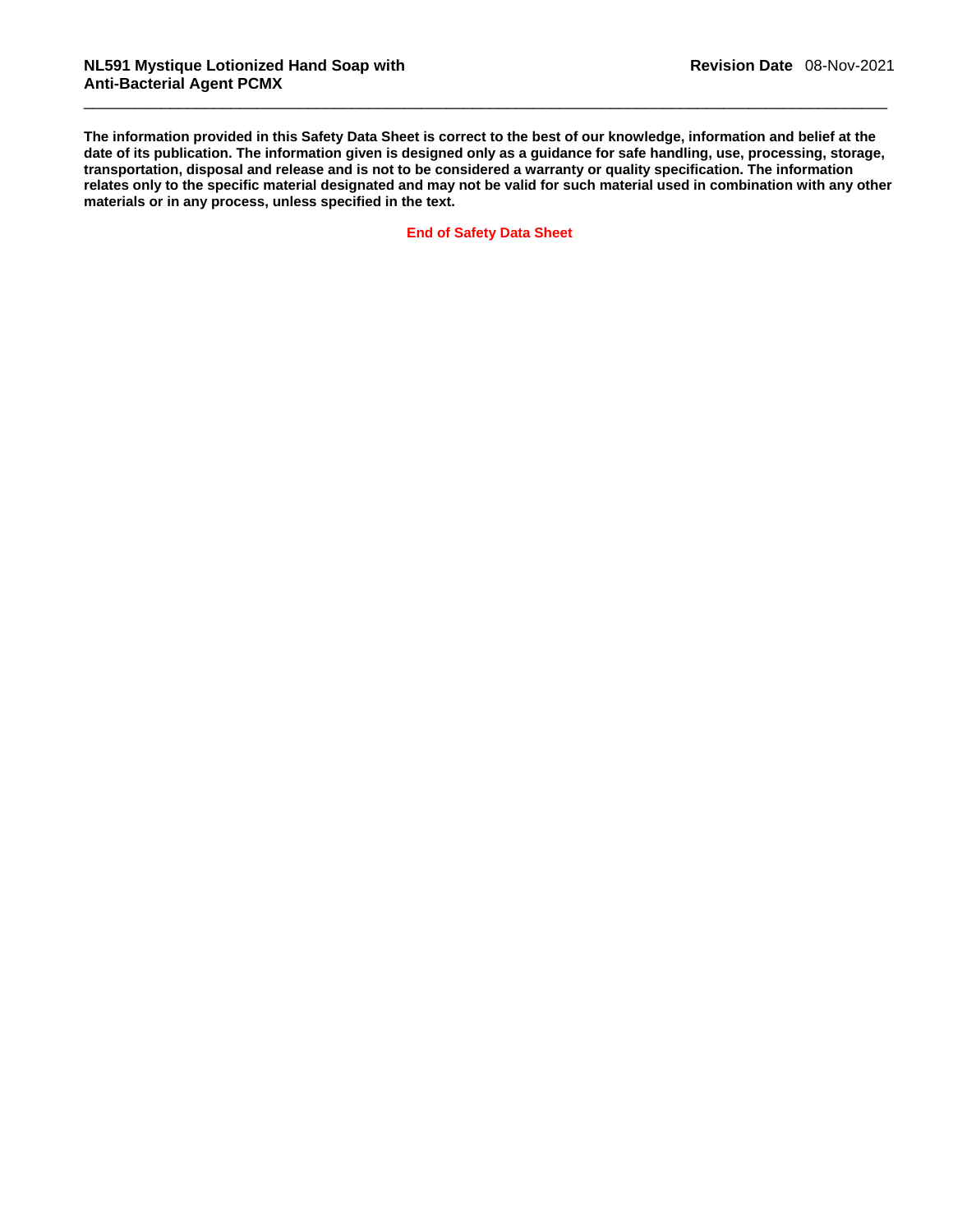**The information provided in this Safety Data Sheet is correct to the best of our knowledge, information and belief at the date of its publication. The information given is designed only as a guidance for safe handling, use, processing, storage, transportation, disposal and release and is not to be considered a warranty or quality specification. The information relates only to the specific material designated and may not be valid for such material used in combination with any other materials or in any process, unless specified in the text.**

**End of Safety Data Sheet**